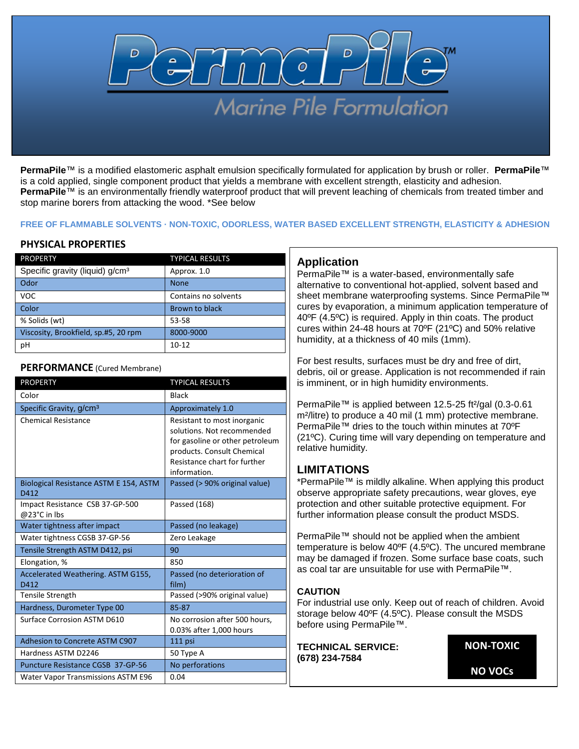# PermaPile™

## Marine Pile Formulation

**PermaPile**™ is a modified elastomeric asphalt emulsion specifically formulated for application by brush or roller. **PermaPile**™ is a cold applied, single component product that yields a membrane with excellent strength, elasticity and adhesion. **PermaPile**™ is an environmentally friendly waterproof product that will prevent leaching of chemicals from treated timber and stop marine borers from attacking the wood. *See below

**FREE OF FLAMMABLE SOLVENTS · NON-TOXIC, ODORLESS, WATER BASED EXCELLENT STRENGTH, ELASTICITY & ADHESION**

### PHYSICAL PROPERTIES

| PROPERTY | TYPICAL RESULTS |
| --- | --- |
| Specific gravity (liquid) g/cm³ | Approx. 1.0 |
| Odor | None |
| VOC | Contains no solvents |
| Color | Brown to black |
| % Solids (wt) | 53-58 |
| Viscosity, Brookfield, sp.#5, 20 rpm | 8000-9000 |
| pH | 10-12 |

### PERFORMANCE (Cured Membrane)

| PROPERTY | TYPICAL RESULTS |
| --- | --- |
| Color | Black |
| Specific Gravity, g/cm³ | Approximately 1.0 |
| Chemical Resistance | Resistant to most inorganic solutions. Not recommended for gasoline or other petroleum products. Consult Chemical Resistance chart for further information. |
| Biological Resistance ASTM E 154, ASTM D412 | Passed (> 90% original value) |
| Impact Resistance CSB 37-GP-500 @23°C in lbs | Passed (168) |
| Water tightness after impact | Passed (no leakage) |
| Water tightness CGSB 37-GP-56 | Zero Leakage |
| Tensile Strength ASTM D412, psi | 90 |
| Elongation, % | 850 |
| Accelerated Weathering. ASTM G155, D412 | Passed (no deterioration of film) |
| Tensile Strength | Passed (>90% original value) |
| Hardness, Durometer Type 00 | 85-87 |
| Surface Corrosion ASTM D610 | No corrosion after 500 hours, 0.03% after 1,000 hours |
| Adhesion to Concrete ASTM C907 | 111 psi |
| Hardness ASTM D2246 | 50 Type A |
| Puncture Resistance CGSB 37-GP-56 | No perforations |
| Water Vapor Transmissions ASTM E96 | 0.04 |

## Application

PermaPile™ is a water-based, environmentally safe alternative to conventional hot-applied, solvent based and sheet membrane waterproofing systems. Since PermaPile™ cures by evaporation, a minimum application temperature of 40ºF (4.5ºC) is required. Apply in thin coats. The product cures within 24-48 hours at 70ºF (21ºC) and 50% relative humidity, at a thickness of 40 mils (1mm).

For best results, surfaces must be dry and free of dirt, debris, oil or grease. Application is not recommended if rain is imminent, or in high humidity environments.

PermaPile™ is applied between 12.5-25 ft²/gal (0.3-0.61 m²/litre) to produce a 40 mil (1 mm) protective membrane. PermaPile™ dries to the touch within minutes at 70ºF (21ºC). Curing time will vary depending on temperature and relative humidity.

## LIMITATIONS

*PermaPile™ is mildly alkaline. When applying this product observe appropriate safety precautions, wear gloves, eye protection and other suitable protective equipment. For further information please consult the product MSDS.

PermaPile™ should not be applied when the ambient temperature is below 40ºF (4.5ºC). The uncured membrane may be damaged if frozen. Some surface base coats, such as coal tar are unsuitable for use with PermaPile™.

### CAUTION

For industrial use only. Keep out of reach of children. Avoid storage below 40ºF (4.5ºC). Please consult the MSDS before using PermaPile™.

**TECHNICAL SERVICE:**
**(678) 234-7584**

**NON-TOXIC**

**NO VOCs**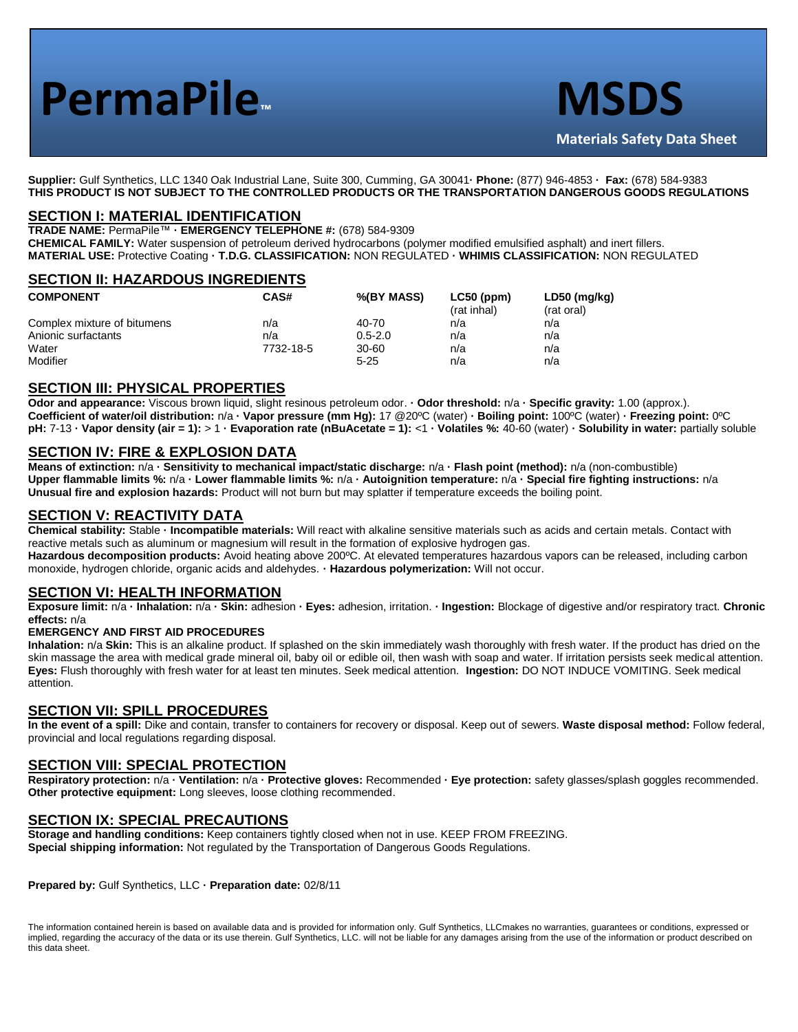# PermaPile™

# MSDS

**Materials Safety Data Sheet**

**Supplier:** Gulf Synthetics, LLC 1340 Oak Industrial Lane, Suite 300, Cumming, GA 30041**·** **Phone:** (877) 946-4853 **·** **Fax:** (678) 584-9383
**THIS PRODUCT IS NOT SUBJECT TO THE CONTROLLED PRODUCTS OR THE TRANSPORTATION DANGEROUS GOODS REGULATIONS**

## SECTION I: MATERIAL IDENTIFICATION

**TRADE NAME:** PermaPile™ **· EMERGENCY TELEPHONE #:** (678) 584-9309
**CHEMICAL FAMILY:** Water suspension of petroleum derived hydrocarbons (polymer modified emulsified asphalt) and inert fillers.
**MATERIAL USE:** Protective Coating **· T.D.G. CLASSIFICATION:** NON REGULATED **· WHIMIS CLASSIFICATION:** NON REGULATED

## SECTION II: HAZARDOUS INGREDIENTS

| COMPONENT | CAS# | %(BY MASS) | LC50 (ppm) (rat inhal) | LD50 (mg/kg) (rat oral) |
|---|---|---|---|---|
| Complex mixture of bitumens | n/a | 40-70 | n/a | n/a |
| Anionic surfactants | n/a | 0.5-2.0 | n/a | n/a |
| Water | 7732-18-5 | 30-60 | n/a | n/a |
| Modifier | | 5-25 | n/a | n/a |

## SECTION III: PHYSICAL PROPERTIES

**Odor and appearance:** Viscous brown liquid, slight resinous petroleum odor. **· Odor threshold:** n/a **· Specific gravity:** 1.00 (approx.).
**Coefficient of water/oil distribution:** n/a **· Vapor pressure (mm Hg):** 17 @20ºC (water) **· Boiling point:** 100ºC (water) **· Freezing point:** 0ºC
**pH:** 7-13 **· Vapor density (air = 1):** > 1 **· Evaporation rate (nBuAcetate = 1):** <1 **· Volatiles %:** 40-60 (water) **· Solubility in water:** partially soluble

## SECTION IV: FIRE & EXPLOSION DATA

**Means of extinction:** n/a **· Sensitivity to mechanical impact/static discharge:** n/a **· Flash point (method):** n/a (non-combustible)
**Upper flammable limits %:** n/a **· Lower flammable limits %:** n/a **· Autoignition temperature:** n/a **· Special fire fighting instructions:** n/a
**Unusual fire and explosion hazards:** Product will not burn but may splatter if temperature exceeds the boiling point.

## SECTION V: REACTIVITY DATA

**Chemical stability:** Stable **· Incompatible materials:** Will react with alkaline sensitive materials such as acids and certain metals. Contact with reactive metals such as aluminum or magnesium will result in the formation of explosive hydrogen gas.
**Hazardous decomposition products:** Avoid heating above 200ºC. At elevated temperatures hazardous vapors can be released, including carbon monoxide, hydrogen chloride, organic acids and aldehydes. **· Hazardous polymerization:** Will not occur.

## SECTION VI: HEALTH INFORMATION

**Exposure limit:** n/a **· Inhalation:** n/a **· Skin:** adhesion **· Eyes:** adhesion, irritation. **· Ingestion:** Blockage of digestive and/or respiratory tract. **Chronic effects:** n/a

**EMERGENCY AND FIRST AID PROCEDURES**

**Inhalation:** n/a **Skin:** This is an alkaline product. If splashed on the skin immediately wash thoroughly with fresh water. If the product has dried on the skin massage the area with medical grade mineral oil, baby oil or edible oil, then wash with soap and water. If irritation persists seek medical attention. **Eyes:** Flush thoroughly with fresh water for at least ten minutes. Seek medical attention. **Ingestion:** DO NOT INDUCE VOMITING. Seek medical attention.

## SECTION VII: SPILL PROCEDURES

**In the event of a spill:** Dike and contain, transfer to containers for recovery or disposal. Keep out of sewers. **Waste disposal method:** Follow federal, provincial and local regulations regarding disposal.

## SECTION VIII: SPECIAL PROTECTION

**Respiratory protection:** n/a **· Ventilation:** n/a **· Protective gloves:** Recommended **· Eye protection:** safety glasses/splash goggles recommended.
**Other protective equipment:** Long sleeves, loose clothing recommended.

## SECTION IX: SPECIAL PRECAUTIONS

**Storage and handling conditions:** Keep containers tightly closed when not in use. KEEP FROM FREEZING.
**Special shipping information:** Not regulated by the Transportation of Dangerous Goods Regulations.

**Prepared by:** Gulf Synthetics, LLC **· Preparation date:** 02/8/11

The information contained herein is based on available data and is provided for information only. Gulf Synthetics, LLCmakes no warranties, guarantees or conditions, expressed or implied, regarding the accuracy of the data or its use therein. Gulf Synthetics, LLC. will not be liable for any damages arising from the use of the information or product described on this data sheet.